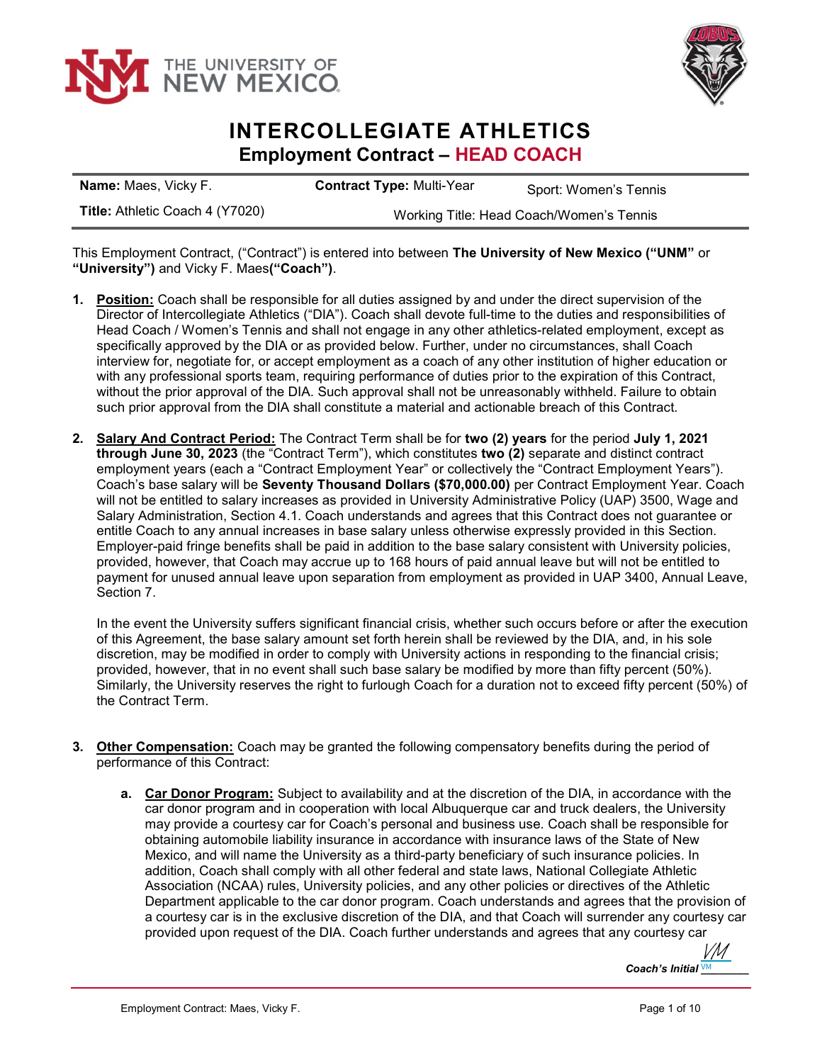# INTERCOLLEGIATE ATHLETICS

## Employment Contract – HEAD COACH

| **Name:** Maes, Vicky F. | **Contract Type:** Multi-Year | Sport: Women's Tennis |
|---|---|---|
| **Title:** Athletic Coach 4 (Y7020) | Working Title: Head Coach/Women's Tennis | |

This Employment Contract, ("Contract") is entered into between **The University of New Mexico ("UNM"** or **"University")** and Vicky F. Maes**("Coach")**.

1. **Position:** Coach shall be responsible for all duties assigned by and under the direct supervision of the Director of Intercollegiate Athletics ("DIA"). Coach shall devote full-time to the duties and responsibilities of Head Coach / Women's Tennis and shall not engage in any other athletics-related employment, except as specifically approved by the DIA or as provided below. Further, under no circumstances, shall Coach interview for, negotiate for, or accept employment as a coach of any other institution of higher education or with any professional sports team, requiring performance of duties prior to the expiration of this Contract, without the prior approval of the DIA. Such approval shall not be unreasonably withheld. Failure to obtain such prior approval from the DIA shall constitute a material and actionable breach of this Contract.

2. **Salary And Contract Period:** The Contract Term shall be for **two (2) years** for the period **July 1, 2021 through June 30, 2023** (the "Contract Term"), which constitutes **two (2)** separate and distinct contract employment years (each a "Contract Employment Year" or collectively the "Contract Employment Years"). Coach's base salary will be **Seventy Thousand Dollars ($70,000.00)** per Contract Employment Year. Coach will not be entitled to salary increases as provided in University Administrative Policy (UAP) 3500, Wage and Salary Administration, Section 4.1. Coach understands and agrees that this Contract does not guarantee or entitle Coach to any annual increases in base salary unless otherwise expressly provided in this Section. Employer-paid fringe benefits shall be paid in addition to the base salary consistent with University policies, provided, however, that Coach may accrue up to 168 hours of paid annual leave but will not be entitled to payment for unused annual leave upon separation from employment as provided in UAP 3400, Annual Leave, Section 7.

   In the event the University suffers significant financial crisis, whether such occurs before or after the execution of this Agreement, the base salary amount set forth herein shall be reviewed by the DIA, and, in his sole discretion, may be modified in order to comply with University actions in responding to the financial crisis; provided, however, that in no event shall such base salary be modified by more than fifty percent (50%). Similarly, the University reserves the right to furlough Coach for a duration not to exceed fifty percent (50%) of the Contract Term.

3. **Other Compensation:** Coach may be granted the following compensatory benefits during the period of performance of this Contract:

   a. **Car Donor Program:** Subject to availability and at the discretion of the DIA, in accordance with the car donor program and in cooperation with local Albuquerque car and truck dealers, the University may provide a courtesy car for Coach's personal and business use. Coach shall be responsible for obtaining automobile liability insurance in accordance with insurance laws of the State of New Mexico, and will name the University as a third-party beneficiary of such insurance policies. In addition, Coach shall comply with all other federal and state laws, National Collegiate Athletic Association (NCAA) rules, University policies, and any other policies or directives of the Athletic Department applicable to the car donor program. Coach understands and agrees that the provision of a courtesy car is in the exclusive discretion of the DIA, and that Coach will surrender any courtesy car provided upon request of the DIA. Coach further understands and agrees that any courtesy car

*Coach's Initial* VM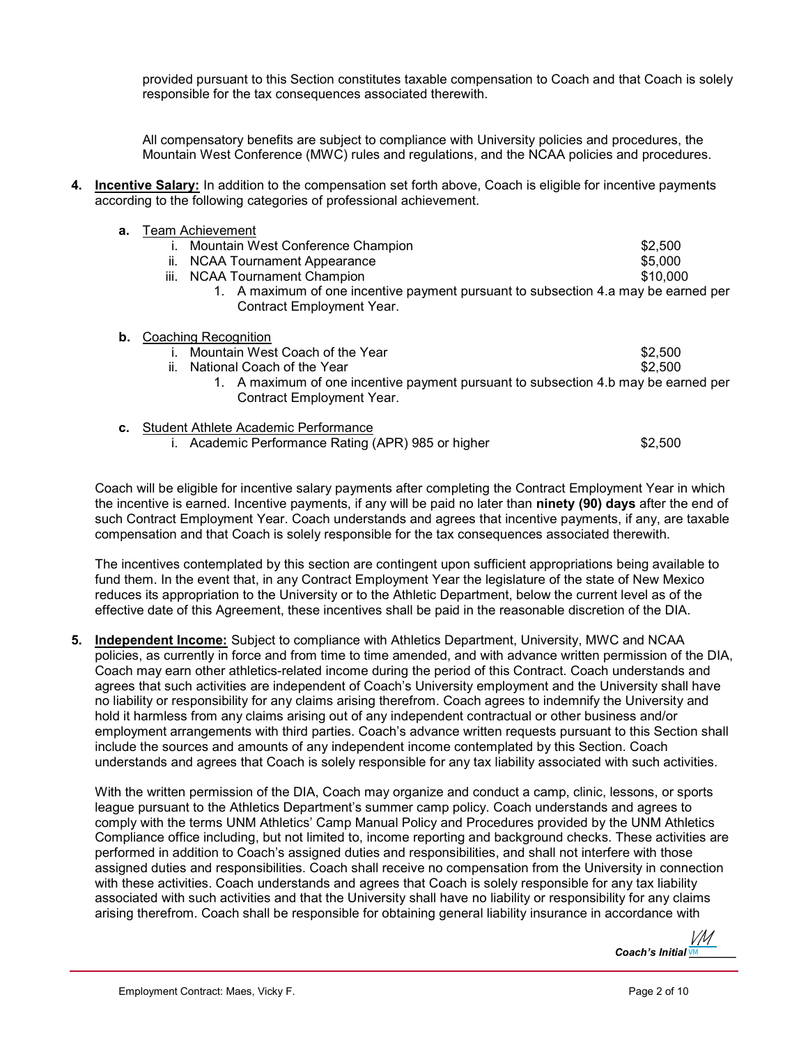provided pursuant to this Section constitutes taxable compensation to Coach and that Coach is solely responsible for the tax consequences associated therewith.

All compensatory benefits are subject to compliance with University policies and procedures, the Mountain West Conference (MWC) rules and regulations, and the NCAA policies and procedures.

**4. <u>Incentive Salary:</u>** In addition to the compensation set forth above, Coach is eligible for incentive payments according to the following categories of professional achievement.

**a.** <u>Team Achievement</u>

| | |
|---|---|
| i. Mountain West Conference Champion | $2,500 |
| ii. NCAA Tournament Appearance | $5,000 |
| iii. NCAA Tournament Champion | $10,000 |

1. A maximum of one incentive payment pursuant to subsection 4.a may be earned per Contract Employment Year.

**b.** <u>Coaching Recognition</u>

| | |
|---|---|
| i. Mountain West Coach of the Year | $2,500 |
| ii. National Coach of the Year | $2,500 |

1. A maximum of one incentive payment pursuant to subsection 4.b may be earned per Contract Employment Year.

**c.** <u>Student Athlete Academic Performance</u>

| | |
|---|---|
| i. Academic Performance Rating (APR) 985 or higher | $2,500 |

Coach will be eligible for incentive salary payments after completing the Contract Employment Year in which the incentive is earned. Incentive payments, if any will be paid no later than **ninety (90) days** after the end of such Contract Employment Year. Coach understands and agrees that incentive payments, if any, are taxable compensation and that Coach is solely responsible for the tax consequences associated therewith.

The incentives contemplated by this section are contingent upon sufficient appropriations being available to fund them. In the event that, in any Contract Employment Year the legislature of the state of New Mexico reduces its appropriation to the University or to the Athletic Department, below the current level as of the effective date of this Agreement, these incentives shall be paid in the reasonable discretion of the DIA.

**5. <u>Independent Income:</u>** Subject to compliance with Athletics Department, University, MWC and NCAA policies, as currently in force and from time to time amended, and with advance written permission of the DIA, Coach may earn other athletics-related income during the period of this Contract. Coach understands and agrees that such activities are independent of Coach's University employment and the University shall have no liability or responsibility for any claims arising therefrom. Coach agrees to indemnify the University and hold it harmless from any claims arising out of any independent contractual or other business and/or employment arrangements with third parties. Coach's advance written requests pursuant to this Section shall include the sources and amounts of any independent income contemplated by this Section. Coach understands and agrees that Coach is solely responsible for any tax liability associated with such activities.

With the written permission of the DIA, Coach may organize and conduct a camp, clinic, lessons, or sports league pursuant to the Athletics Department's summer camp policy. Coach understands and agrees to comply with the terms UNM Athletics' Camp Manual Policy and Procedures provided by the UNM Athletics Compliance office including, but not limited to, income reporting and background checks. These activities are performed in addition to Coach's assigned duties and responsibilities, and shall not interfere with those assigned duties and responsibilities. Coach shall receive no compensation from the University in connection with these activities. Coach understands and agrees that Coach is solely responsible for any tax liability associated with such activities and that the University shall have no liability or responsibility for any claims arising therefrom. Coach shall be responsible for obtaining general liability insurance in accordance with

*Coach's Initial* VM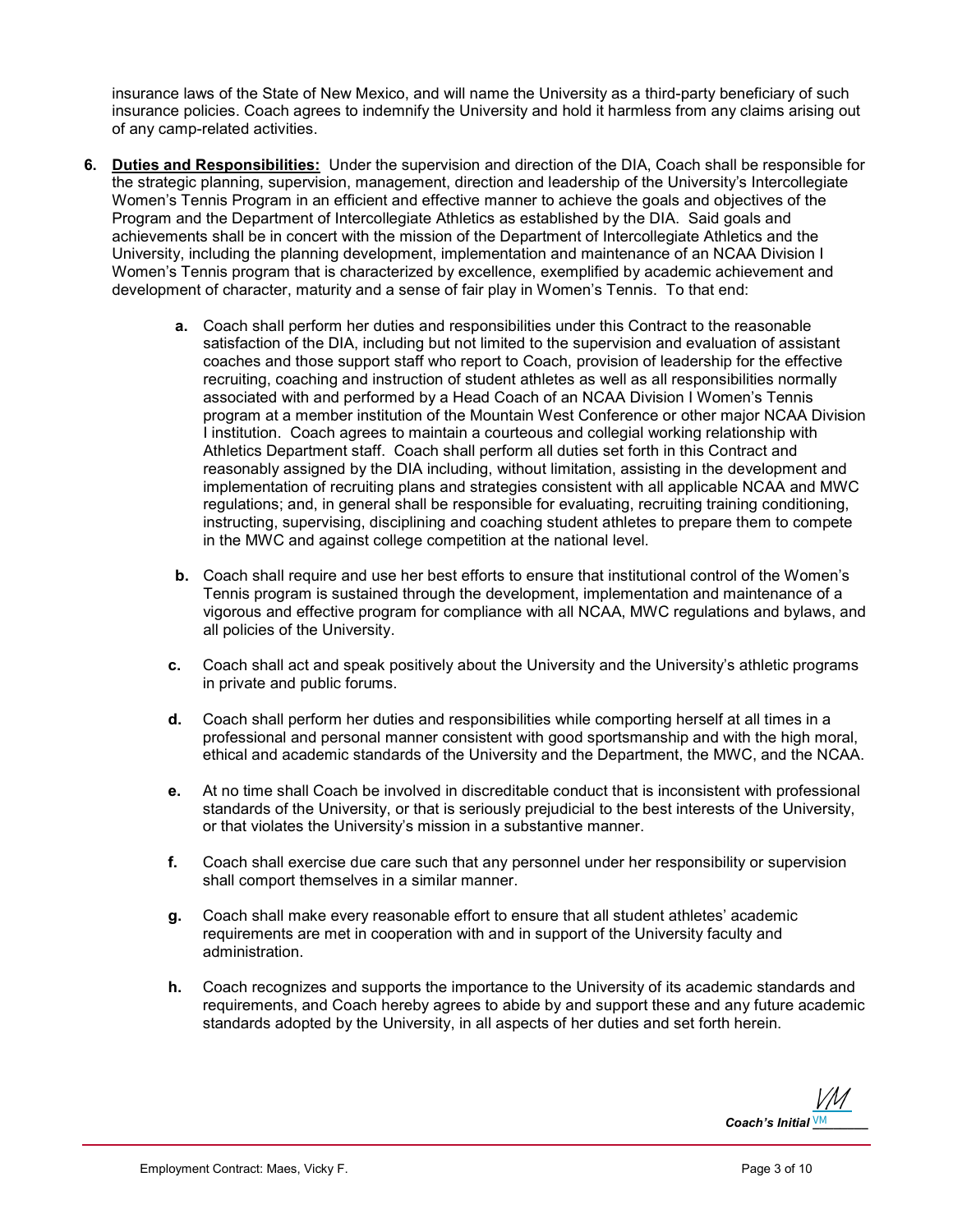insurance laws of the State of New Mexico, and will name the University as a third-party beneficiary of such insurance policies. Coach agrees to indemnify the University and hold it harmless from any claims arising out of any camp-related activities.

6. **Duties and Responsibilities:** Under the supervision and direction of the DIA, Coach shall be responsible for the strategic planning, supervision, management, direction and leadership of the University's Intercollegiate Women's Tennis Program in an efficient and effective manner to achieve the goals and objectives of the Program and the Department of Intercollegiate Athletics as established by the DIA. Said goals and achievements shall be in concert with the mission of the Department of Intercollegiate Athletics and the University, including the planning development, implementation and maintenance of an NCAA Division I Women's Tennis program that is characterized by excellence, exemplified by academic achievement and development of character, maturity and a sense of fair play in Women's Tennis. To that end:

   **a.** Coach shall perform her duties and responsibilities under this Contract to the reasonable satisfaction of the DIA, including but not limited to the supervision and evaluation of assistant coaches and those support staff who report to Coach, provision of leadership for the effective recruiting, coaching and instruction of student athletes as well as all responsibilities normally associated with and performed by a Head Coach of an NCAA Division I Women's Tennis program at a member institution of the Mountain West Conference or other major NCAA Division I institution. Coach agrees to maintain a courteous and collegial working relationship with Athletics Department staff. Coach shall perform all duties set forth in this Contract and reasonably assigned by the DIA including, without limitation, assisting in the development and implementation of recruiting plans and strategies consistent with all applicable NCAA and MWC regulations; and, in general shall be responsible for evaluating, recruiting training conditioning, instructing, supervising, disciplining and coaching student athletes to prepare them to compete in the MWC and against college competition at the national level.

   **b.** Coach shall require and use her best efforts to ensure that institutional control of the Women's Tennis program is sustained through the development, implementation and maintenance of a vigorous and effective program for compliance with all NCAA, MWC regulations and bylaws, and all policies of the University.

   **c.** Coach shall act and speak positively about the University and the University's athletic programs in private and public forums.

   **d.** Coach shall perform her duties and responsibilities while comporting herself at all times in a professional and personal manner consistent with good sportsmanship and with the high moral, ethical and academic standards of the University and the Department, the MWC, and the NCAA.

   **e.** At no time shall Coach be involved in discreditable conduct that is inconsistent with professional standards of the University, or that is seriously prejudicial to the best interests of the University, or that violates the University's mission in a substantive manner.

   **f.** Coach shall exercise due care such that any personnel under her responsibility or supervision shall comport themselves in a similar manner.

   **g.** Coach shall make every reasonable effort to ensure that all student athletes' academic requirements are met in cooperation with and in support of the University faculty and administration.

   **h.** Coach recognizes and supports the importance to the University of its academic standards and requirements, and Coach hereby agrees to abide by and support these and any future academic standards adopted by the University, in all aspects of her duties and set forth herein.

*Coach's Initial* VM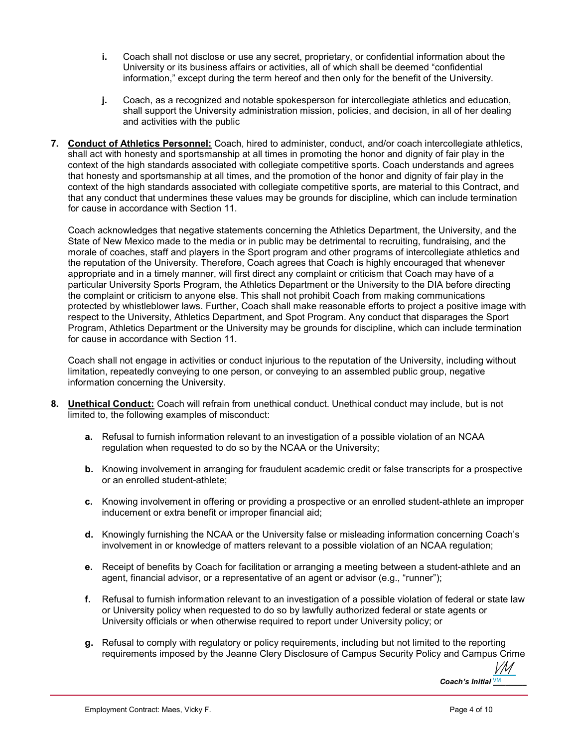i. Coach shall not disclose or use any secret, proprietary, or confidential information about the University or its business affairs or activities, all of which shall be deemed "confidential information," except during the term hereof and then only for the benefit of the University.

j. Coach, as a recognized and notable spokesperson for intercollegiate athletics and education, shall support the University administration mission, policies, and decision, in all of her dealing and activities with the public

7. **Conduct of Athletics Personnel:** Coach, hired to administer, conduct, and/or coach intercollegiate athletics, shall act with honesty and sportsmanship at all times in promoting the honor and dignity of fair play in the context of the high standards associated with collegiate competitive sports. Coach understands and agrees that honesty and sportsmanship at all times, and the promotion of the honor and dignity of fair play in the context of the high standards associated with collegiate competitive sports, are material to this Contract, and that any conduct that undermines these values may be grounds for discipline, which can include termination for cause in accordance with Section 11.

   Coach acknowledges that negative statements concerning the Athletics Department, the University, and the State of New Mexico made to the media or in public may be detrimental to recruiting, fundraising, and the morale of coaches, staff and players in the Sport program and other programs of intercollegiate athletics and the reputation of the University. Therefore, Coach agrees that Coach is highly encouraged that whenever appropriate and in a timely manner, will first direct any complaint or criticism that Coach may have of a particular University Sports Program, the Athletics Department or the University to the DIA before directing the complaint or criticism to anyone else. This shall not prohibit Coach from making communications protected by whistleblower laws. Further, Coach shall make reasonable efforts to project a positive image with respect to the University, Athletics Department, and Spot Program. Any conduct that disparages the Sport Program, Athletics Department or the University may be grounds for discipline, which can include termination for cause in accordance with Section 11.

   Coach shall not engage in activities or conduct injurious to the reputation of the University, including without limitation, repeatedly conveying to one person, or conveying to an assembled public group, negative information concerning the University.

8. **Unethical Conduct:** Coach will refrain from unethical conduct. Unethical conduct may include, but is not limited to, the following examples of misconduct:

   a. Refusal to furnish information relevant to an investigation of a possible violation of an NCAA regulation when requested to do so by the NCAA or the University;

   b. Knowing involvement in arranging for fraudulent academic credit or false transcripts for a prospective or an enrolled student-athlete;

   c. Knowing involvement in offering or providing a prospective or an enrolled student-athlete an improper inducement or extra benefit or improper financial aid;

   d. Knowingly furnishing the NCAA or the University false or misleading information concerning Coach's involvement in or knowledge of matters relevant to a possible violation of an NCAA regulation;

   e. Receipt of benefits by Coach for facilitation or arranging a meeting between a student-athlete and an agent, financial advisor, or a representative of an agent or advisor (e.g., "runner");

   f. Refusal to furnish information relevant to an investigation of a possible violation of federal or state law or University policy when requested to do so by lawfully authorized federal or state agents or University officials or when otherwise required to report under University policy; or

   g. Refusal to comply with regulatory or policy requirements, including but not limited to the reporting requirements imposed by the Jeanne Clery Disclosure of Campus Security Policy and Campus Crime

*Coach's Initial* VM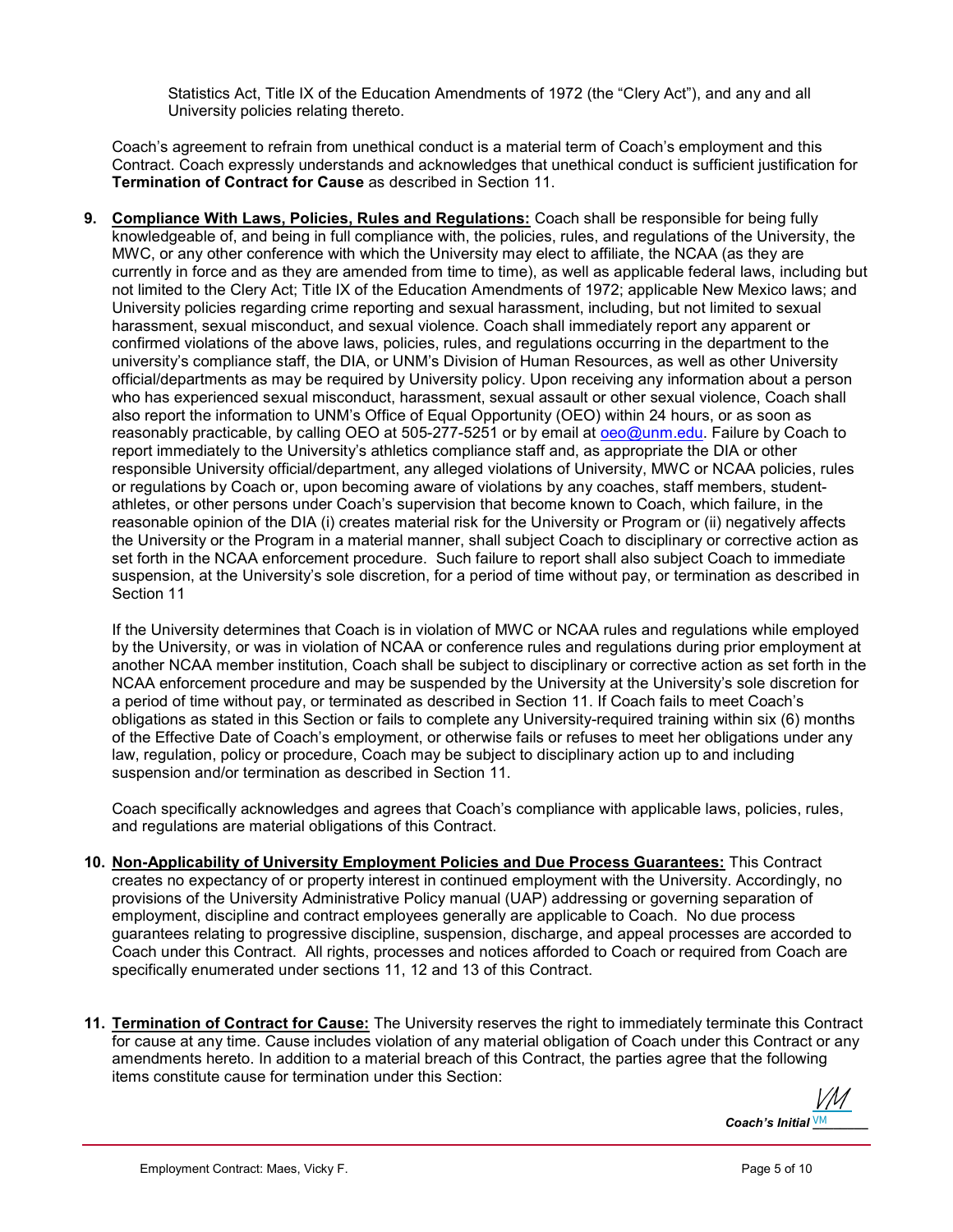Statistics Act, Title IX of the Education Amendments of 1972 (the "Clery Act"), and any and all University policies relating thereto.

Coach's agreement to refrain from unethical conduct is a material term of Coach's employment and this Contract. Coach expressly understands and acknowledges that unethical conduct is sufficient justification for **Termination of Contract for Cause** as described in Section 11.

9. **Compliance With Laws, Policies, Rules and Regulations:** Coach shall be responsible for being fully knowledgeable of, and being in full compliance with, the policies, rules, and regulations of the University, the MWC, or any other conference with which the University may elect to affiliate, the NCAA (as they are currently in force and as they are amended from time to time), as well as applicable federal laws, including but not limited to the Clery Act; Title IX of the Education Amendments of 1972; applicable New Mexico laws; and University policies regarding crime reporting and sexual harassment, including, but not limited to sexual harassment, sexual misconduct, and sexual violence. Coach shall immediately report any apparent or confirmed violations of the above laws, policies, rules, and regulations occurring in the department to the university's compliance staff, the DIA, or UNM's Division of Human Resources, as well as other University official/departments as may be required by University policy. Upon receiving any information about a person who has experienced sexual misconduct, harassment, sexual assault or other sexual violence, Coach shall also report the information to UNM's Office of Equal Opportunity (OEO) within 24 hours, or as soon as reasonably practicable, by calling OEO at 505-277-5251 or by email at oeo@unm.edu. Failure by Coach to report immediately to the University's athletics compliance staff and, as appropriate the DIA or other responsible University official/department, any alleged violations of University, MWC or NCAA policies, rules or regulations by Coach or, upon becoming aware of violations by any coaches, staff members, student-athletes, or other persons under Coach's supervision that become known to Coach, which failure, in the reasonable opinion of the DIA (i) creates material risk for the University or Program or (ii) negatively affects the University or the Program in a material manner, shall subject Coach to disciplinary or corrective action as set forth in the NCAA enforcement procedure. Such failure to report shall also subject Coach to immediate suspension, at the University's sole discretion, for a period of time without pay, or termination as described in Section 11

   If the University determines that Coach is in violation of MWC or NCAA rules and regulations while employed by the University, or was in violation of NCAA or conference rules and regulations during prior employment at another NCAA member institution, Coach shall be subject to disciplinary or corrective action as set forth in the NCAA enforcement procedure and may be suspended by the University at the University's sole discretion for a period of time without pay, or terminated as described in Section 11. If Coach fails to meet Coach's obligations as stated in this Section or fails to complete any University-required training within six (6) months of the Effective Date of Coach's employment, or otherwise fails or refuses to meet her obligations under any law, regulation, policy or procedure, Coach may be subject to disciplinary action up to and including suspension and/or termination as described in Section 11.

   Coach specifically acknowledges and agrees that Coach's compliance with applicable laws, policies, rules, and regulations are material obligations of this Contract.

10. **Non-Applicability of University Employment Policies and Due Process Guarantees:** This Contract creates no expectancy of or property interest in continued employment with the University. Accordingly, no provisions of the University Administrative Policy manual (UAP) addressing or governing separation of employment, discipline and contract employees generally are applicable to Coach. No due process guarantees relating to progressive discipline, suspension, discharge, and appeal processes are accorded to Coach under this Contract. All rights, processes and notices afforded to Coach or required from Coach are specifically enumerated under sections 11, 12 and 13 of this Contract.

11. **Termination of Contract for Cause:** The University reserves the right to immediately terminate this Contract for cause at any time. Cause includes violation of any material obligation of Coach under this Contract or any amendments hereto. In addition to a material breach of this Contract, the parties agree that the following items constitute cause for termination under this Section:

***Coach's Initial*** VM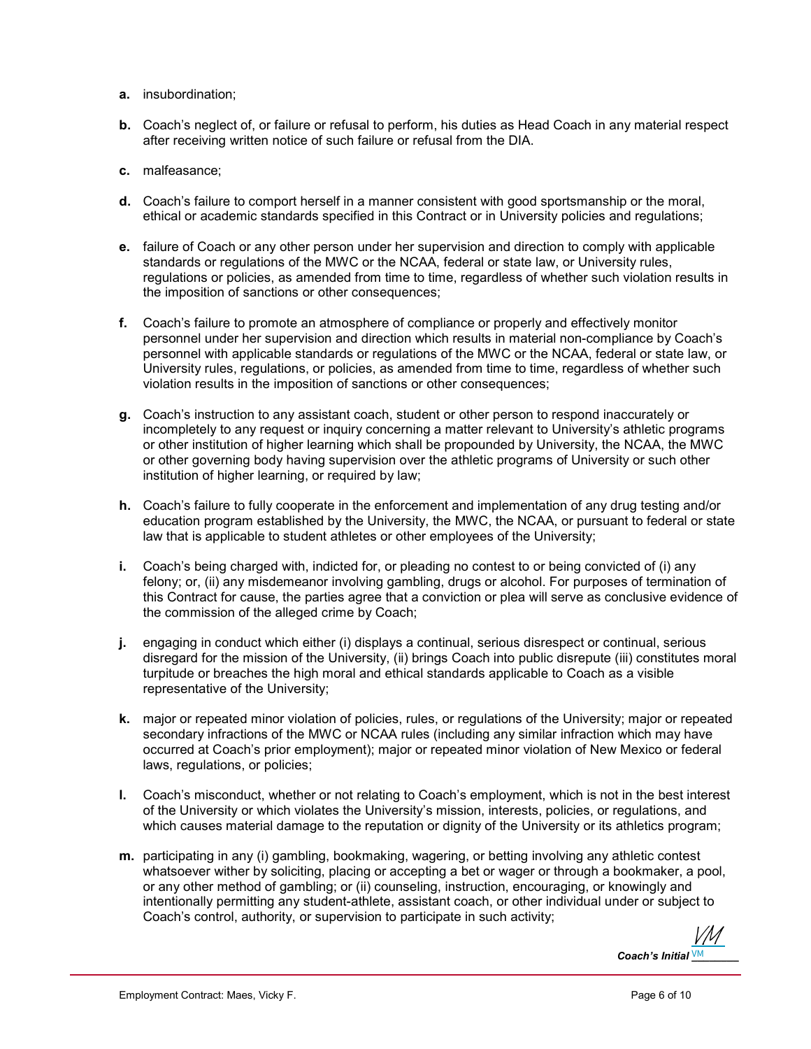**a.** insubordination;

**b.** Coach's neglect of, or failure or refusal to perform, his duties as Head Coach in any material respect after receiving written notice of such failure or refusal from the DIA.

**c.** malfeasance;

**d.** Coach's failure to comport herself in a manner consistent with good sportsmanship or the moral, ethical or academic standards specified in this Contract or in University policies and regulations;

**e.** failure of Coach or any other person under her supervision and direction to comply with applicable standards or regulations of the MWC or the NCAA, federal or state law, or University rules, regulations or policies, as amended from time to time, regardless of whether such violation results in the imposition of sanctions or other consequences;

**f.** Coach's failure to promote an atmosphere of compliance or properly and effectively monitor personnel under her supervision and direction which results in material non-compliance by Coach's personnel with applicable standards or regulations of the MWC or the NCAA, federal or state law, or University rules, regulations, or policies, as amended from time to time, regardless of whether such violation results in the imposition of sanctions or other consequences;

**g.** Coach's instruction to any assistant coach, student or other person to respond inaccurately or incompletely to any request or inquiry concerning a matter relevant to University's athletic programs or other institution of higher learning which shall be propounded by University, the NCAA, the MWC or other governing body having supervision over the athletic programs of University or such other institution of higher learning, or required by law;

**h.** Coach's failure to fully cooperate in the enforcement and implementation of any drug testing and/or education program established by the University, the MWC, the NCAA, or pursuant to federal or state law that is applicable to student athletes or other employees of the University;

**i.** Coach's being charged with, indicted for, or pleading no contest to or being convicted of (i) any felony; or, (ii) any misdemeanor involving gambling, drugs or alcohol. For purposes of termination of this Contract for cause, the parties agree that a conviction or plea will serve as conclusive evidence of the commission of the alleged crime by Coach;

**j.** engaging in conduct which either (i) displays a continual, serious disrespect or continual, serious disregard for the mission of the University, (ii) brings Coach into public disrepute (iii) constitutes moral turpitude or breaches the high moral and ethical standards applicable to Coach as a visible representative of the University;

**k.** major or repeated minor violation of policies, rules, or regulations of the University; major or repeated secondary infractions of the MWC or NCAA rules (including any similar infraction which may have occurred at Coach's prior employment); major or repeated minor violation of New Mexico or federal laws, regulations, or policies;

**l.** Coach's misconduct, whether or not relating to Coach's employment, which is not in the best interest of the University or which violates the University's mission, interests, policies, or regulations, and which causes material damage to the reputation or dignity of the University or its athletics program;

**m.** participating in any (i) gambling, bookmaking, wagering, or betting involving any athletic contest whatsoever wither by soliciting, placing or accepting a bet or wager or through a bookmaker, a pool, or any other method of gambling; or (ii) counseling, instruction, encouraging, or knowingly and intentionally permitting any student-athlete, assistant coach, or other individual under or subject to Coach's control, authority, or supervision to participate in such activity;

*Coach's Initial* VM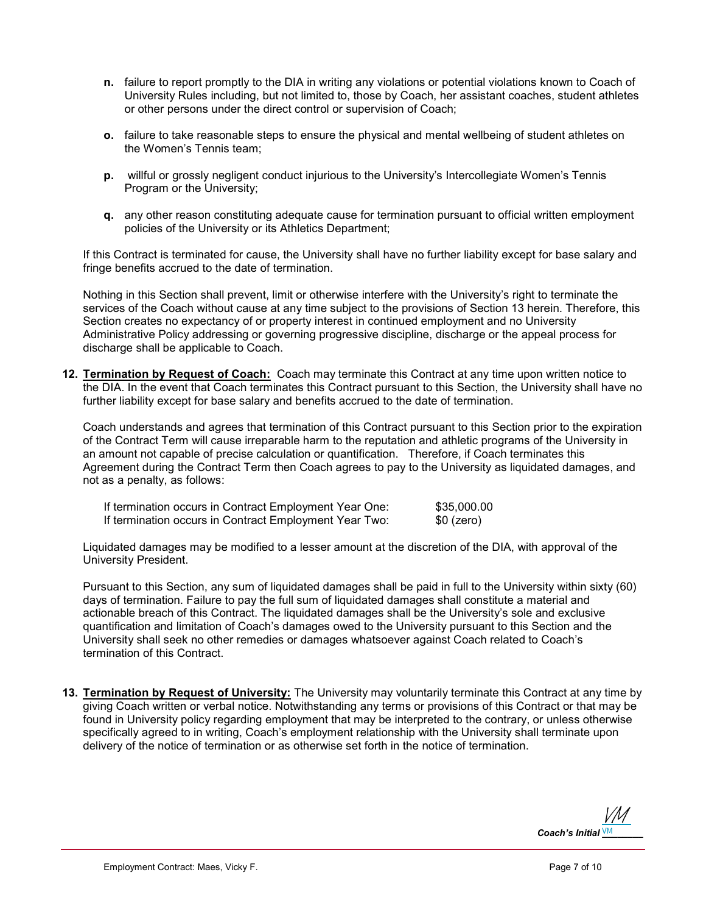- **n.** failure to report promptly to the DIA in writing any violations or potential violations known to Coach of University Rules including, but not limited to, those by Coach, her assistant coaches, student athletes or other persons under the direct control or supervision of Coach;

- **o.** failure to take reasonable steps to ensure the physical and mental wellbeing of student athletes on the Women's Tennis team;

- **p.** willful or grossly negligent conduct injurious to the University's Intercollegiate Women's Tennis Program or the University;

- **q.** any other reason constituting adequate cause for termination pursuant to official written employment policies of the University or its Athletics Department;

If this Contract is terminated for cause, the University shall have no further liability except for base salary and fringe benefits accrued to the date of termination.

Nothing in this Section shall prevent, limit or otherwise interfere with the University's right to terminate the services of the Coach without cause at any time subject to the provisions of Section 13 herein. Therefore, this Section creates no expectancy of or property interest in continued employment and no University Administrative Policy addressing or governing progressive discipline, discharge or the appeal process for discharge shall be applicable to Coach.

**12. Termination by Request of Coach:** Coach may terminate this Contract at any time upon written notice to the DIA. In the event that Coach terminates this Contract pursuant to this Section, the University shall have no further liability except for base salary and benefits accrued to the date of termination.

Coach understands and agrees that termination of this Contract pursuant to this Section prior to the expiration of the Contract Term will cause irreparable harm to the reputation and athletic programs of the University in an amount not capable of precise calculation or quantification. Therefore, if Coach terminates this Agreement during the Contract Term then Coach agrees to pay to the University as liquidated damages, and not as a penalty, as follows:

| | |
|---|---|
| If termination occurs in Contract Employment Year One: | $35,000.00 |
| If termination occurs in Contract Employment Year Two: | $0 (zero) |

Liquidated damages may be modified to a lesser amount at the discretion of the DIA, with approval of the University President.

Pursuant to this Section, any sum of liquidated damages shall be paid in full to the University within sixty (60) days of termination. Failure to pay the full sum of liquidated damages shall constitute a material and actionable breach of this Contract. The liquidated damages shall be the University's sole and exclusive quantification and limitation of Coach's damages owed to the University pursuant to this Section and the University shall seek no other remedies or damages whatsoever against Coach related to Coach's termination of this Contract.

**13. Termination by Request of University:** The University may voluntarily terminate this Contract at any time by giving Coach written or verbal notice. Notwithstanding any terms or provisions of this Contract or that may be found in University policy regarding employment that may be interpreted to the contrary, or unless otherwise specifically agreed to in writing, Coach's employment relationship with the University shall terminate upon delivery of the notice of termination or as otherwise set forth in the notice of termination.

*Coach's Initial* VM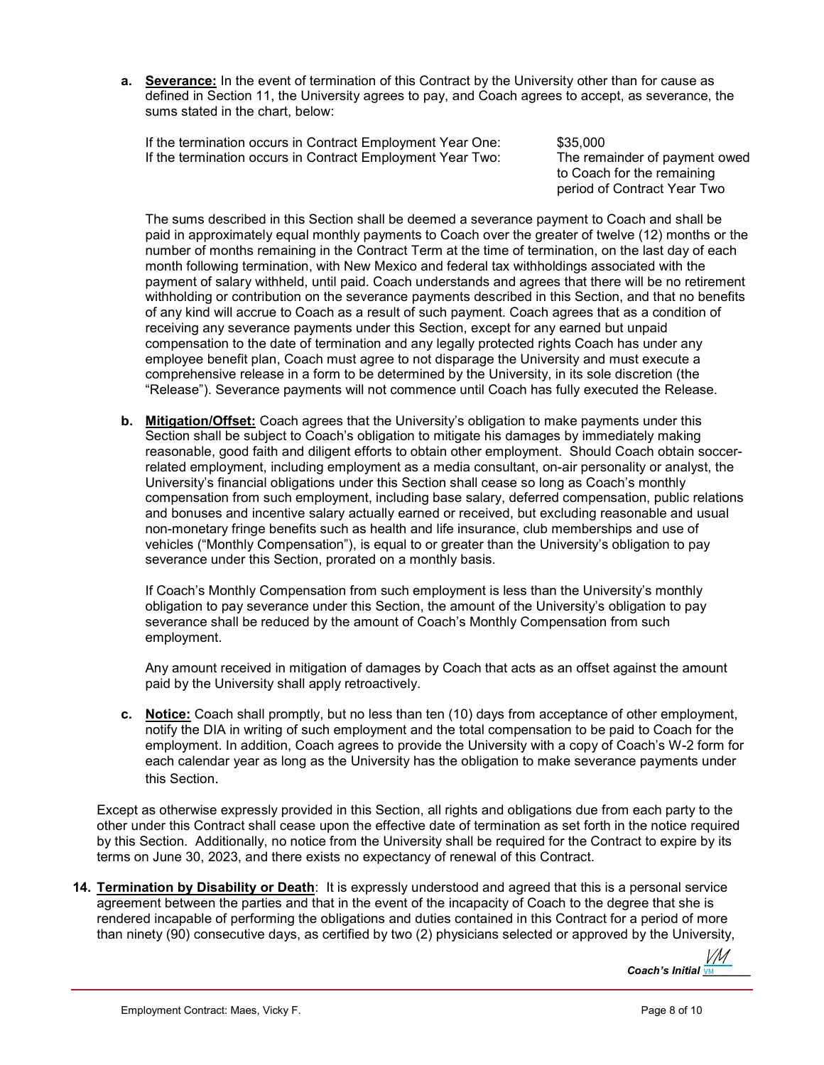a. **Severance:** In the event of termination of this Contract by the University other than for cause as defined in Section 11, the University agrees to pay, and Coach agrees to accept, as severance, the sums stated in the chart, below:

| | |
|---|---|
| If the termination occurs in Contract Employment Year One: | $35,000 |
| If the termination occurs in Contract Employment Year Two: | The remainder of payment owed to Coach for the remaining period of Contract Year Two |

The sums described in this Section shall be deemed a severance payment to Coach and shall be paid in approximately equal monthly payments to Coach over the greater of twelve (12) months or the number of months remaining in the Contract Term at the time of termination, on the last day of each month following termination, with New Mexico and federal tax withholdings associated with the payment of salary withheld, until paid. Coach understands and agrees that there will be no retirement withholding or contribution on the severance payments described in this Section, and that no benefits of any kind will accrue to Coach as a result of such payment. Coach agrees that as a condition of receiving any severance payments under this Section, except for any earned but unpaid compensation to the date of termination and any legally protected rights Coach has under any employee benefit plan, Coach must agree to not disparage the University and must execute a comprehensive release in a form to be determined by the University, in its sole discretion (the "Release"). Severance payments will not commence until Coach has fully executed the Release.

b. **Mitigation/Offset:** Coach agrees that the University's obligation to make payments under this Section shall be subject to Coach's obligation to mitigate his damages by immediately making reasonable, good faith and diligent efforts to obtain other employment. Should Coach obtain soccer-related employment, including employment as a media consultant, on-air personality or analyst, the University's financial obligations under this Section shall cease so long as Coach's monthly compensation from such employment, including base salary, deferred compensation, public relations and bonuses and incentive salary actually earned or received, but excluding reasonable and usual non-monetary fringe benefits such as health and life insurance, club memberships and use of vehicles ("Monthly Compensation"), is equal to or greater than the University's obligation to pay severance under this Section, prorated on a monthly basis.

   If Coach's Monthly Compensation from such employment is less than the University's monthly obligation to pay severance under this Section, the amount of the University's obligation to pay severance shall be reduced by the amount of Coach's Monthly Compensation from such employment.

   Any amount received in mitigation of damages by Coach that acts as an offset against the amount paid by the University shall apply retroactively.

c. **Notice:** Coach shall promptly, but no less than ten (10) days from acceptance of other employment, notify the DIA in writing of such employment and the total compensation to be paid to Coach for the employment. In addition, Coach agrees to provide the University with a copy of Coach's W-2 form for each calendar year as long as the University has the obligation to make severance payments under this Section.

Except as otherwise expressly provided in this Section, all rights and obligations due from each party to the other under this Contract shall cease upon the effective date of termination as set forth in the notice required by this Section. Additionally, no notice from the University shall be required for the Contract to expire by its terms on June 30, 2023, and there exists no expectancy of renewal of this Contract.

14. **Termination by Disability or Death**: It is expressly understood and agreed that this is a personal service agreement between the parties and that in the event of the incapacity of Coach to the degree that she is rendered incapable of performing the obligations and duties contained in this Contract for a period of more than ninety (90) consecutive days, as certified by two (2) physicians selected or approved by the University,

*Coach's Initial* VM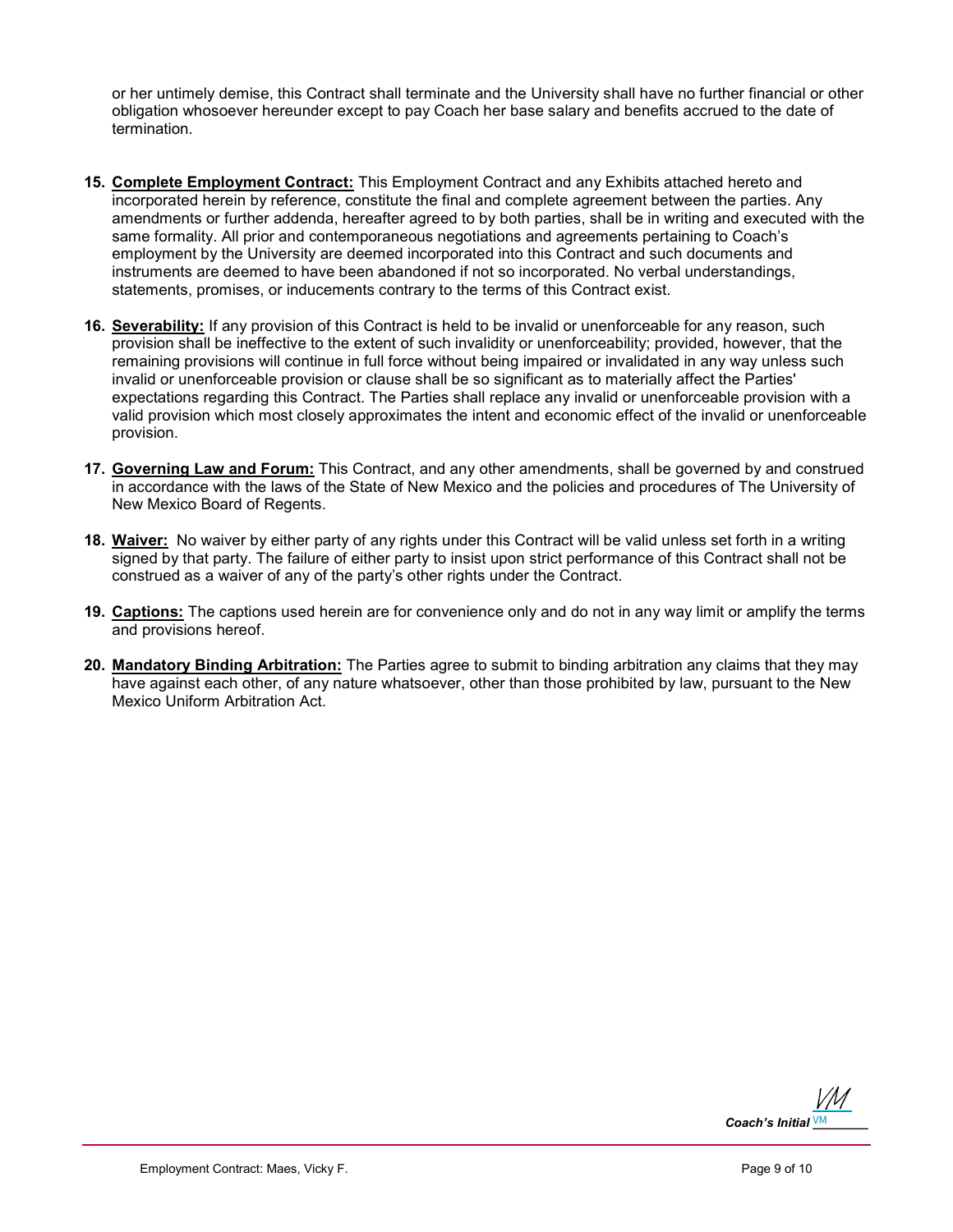or her untimely demise, this Contract shall terminate and the University shall have no further financial or other obligation whosoever hereunder except to pay Coach her base salary and benefits accrued to the date of termination.

15. **Complete Employment Contract:** This Employment Contract and any Exhibits attached hereto and incorporated herein by reference, constitute the final and complete agreement between the parties. Any amendments or further addenda, hereafter agreed to by both parties, shall be in writing and executed with the same formality. All prior and contemporaneous negotiations and agreements pertaining to Coach's employment by the University are deemed incorporated into this Contract and such documents and instruments are deemed to have been abandoned if not so incorporated. No verbal understandings, statements, promises, or inducements contrary to the terms of this Contract exist.

16. **Severability:** If any provision of this Contract is held to be invalid or unenforceable for any reason, such provision shall be ineffective to the extent of such invalidity or unenforceability; provided, however, that the remaining provisions will continue in full force without being impaired or invalidated in any way unless such invalid or unenforceable provision or clause shall be so significant as to materially affect the Parties' expectations regarding this Contract. The Parties shall replace any invalid or unenforceable provision with a valid provision which most closely approximates the intent and economic effect of the invalid or unenforceable provision.

17. **Governing Law and Forum:** This Contract, and any other amendments, shall be governed by and construed in accordance with the laws of the State of New Mexico and the policies and procedures of The University of New Mexico Board of Regents.

18. **Waiver:** No waiver by either party of any rights under this Contract will be valid unless set forth in a writing signed by that party. The failure of either party to insist upon strict performance of this Contract shall not be construed as a waiver of any of the party's other rights under the Contract.

19. **Captions:** The captions used herein are for convenience only and do not in any way limit or amplify the terms and provisions hereof.

20. **Mandatory Binding Arbitration:** The Parties agree to submit to binding arbitration any claims that they may have against each other, of any nature whatsoever, other than those prohibited by law, pursuant to the New Mexico Uniform Arbitration Act.

*Coach's Initial* VM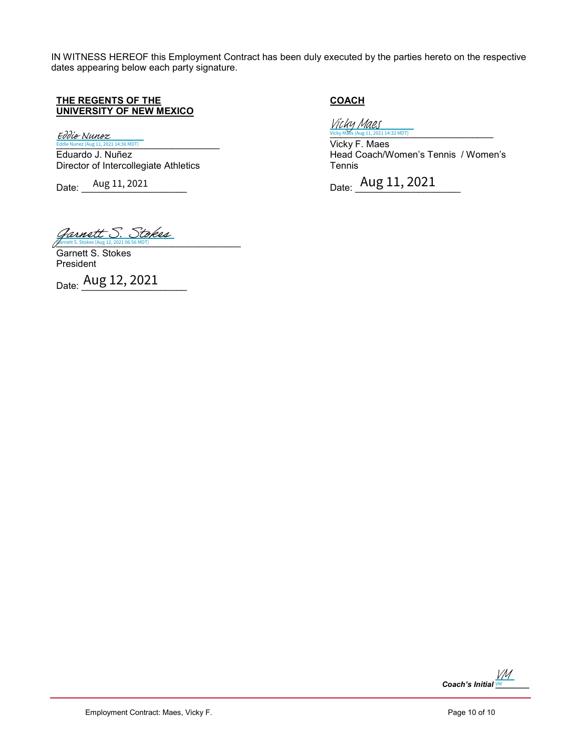IN WITNESS HEREOF this Employment Contract has been duly executed by the parties hereto on the respective dates appearing below each party signature.

**THE REGENTS OF THE UNIVERSITY OF NEW MEXICO**

*Eddie Nunez*
Eddie Nunez (Aug 11, 2021 14:36 MDT)

Eduardo J. Nuñez
Director of Intercollegiate Athletics

Date: Aug 11, 2021

*Garnett S. Stokes*
Garnett S. Stokes (Aug 12, 2021 06:56 MDT)

Garnett S. Stokes
President

Date: Aug 12, 2021

**COACH**

*Vicky Maes*
Vicky Maes (Aug 11, 2021 14:32 MDT)

Vicky F. Maes
Head Coach/Women's Tennis / Women's Tennis

Date: Aug 11, 2021

***Coach's Initial*** VM

Employment Contract: Maes, Vicky F.